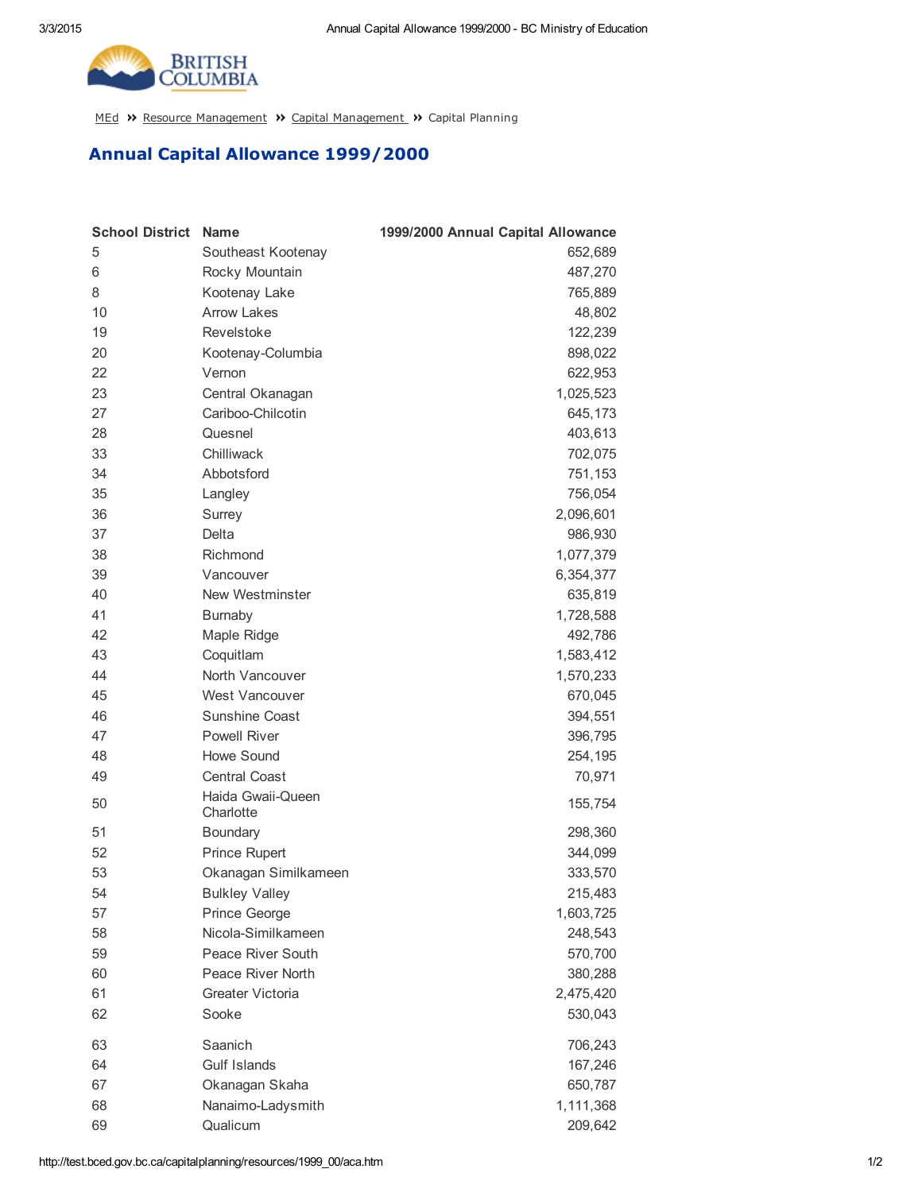BRITISH COLUMBIA

MEd » Resource Management » Capital Management » Capital Planning

# Annual Capital Allowance 1999/2000

| School District | Name | 1999/2000 Annual Capital Allowance |
|---|---|---|
| 5 | Southeast Kootenay | 652,689 |
| 6 | Rocky Mountain | 487,270 |
| 8 | Kootenay Lake | 765,889 |
| 10 | Arrow Lakes | 48,802 |
| 19 | Revelstoke | 122,239 |
| 20 | Kootenay-Columbia | 898,022 |
| 22 | Vernon | 622,953 |
| 23 | Central Okanagan | 1,025,523 |
| 27 | Cariboo-Chilcotin | 645,173 |
| 28 | Quesnel | 403,613 |
| 33 | Chilliwack | 702,075 |
| 34 | Abbotsford | 751,153 |
| 35 | Langley | 756,054 |
| 36 | Surrey | 2,096,601 |
| 37 | Delta | 986,930 |
| 38 | Richmond | 1,077,379 |
| 39 | Vancouver | 6,354,377 |
| 40 | New Westminster | 635,819 |
| 41 | Burnaby | 1,728,588 |
| 42 | Maple Ridge | 492,786 |
| 43 | Coquitlam | 1,583,412 |
| 44 | North Vancouver | 1,570,233 |
| 45 | West Vancouver | 670,045 |
| 46 | Sunshine Coast | 394,551 |
| 47 | Powell River | 396,795 |
| 48 | Howe Sound | 254,195 |
| 49 | Central Coast | 70,971 |
| 50 | Haida Gwaii-Queen Charlotte | 155,754 |
| 51 | Boundary | 298,360 |
| 52 | Prince Rupert | 344,099 |
| 53 | Okanagan Similkameen | 333,570 |
| 54 | Bulkley Valley | 215,483 |
| 57 | Prince George | 1,603,725 |
| 58 | Nicola-Similkameen | 248,543 |
| 59 | Peace River South | 570,700 |
| 60 | Peace River North | 380,288 |
| 61 | Greater Victoria | 2,475,420 |
| 62 | Sooke | 530,043 |
| 63 | Saanich | 706,243 |
| 64 | Gulf Islands | 167,246 |
| 67 | Okanagan Skaha | 650,787 |
| 68 | Nanaimo-Ladysmith | 1,111,368 |
| 69 | Qualicum | 209,642 |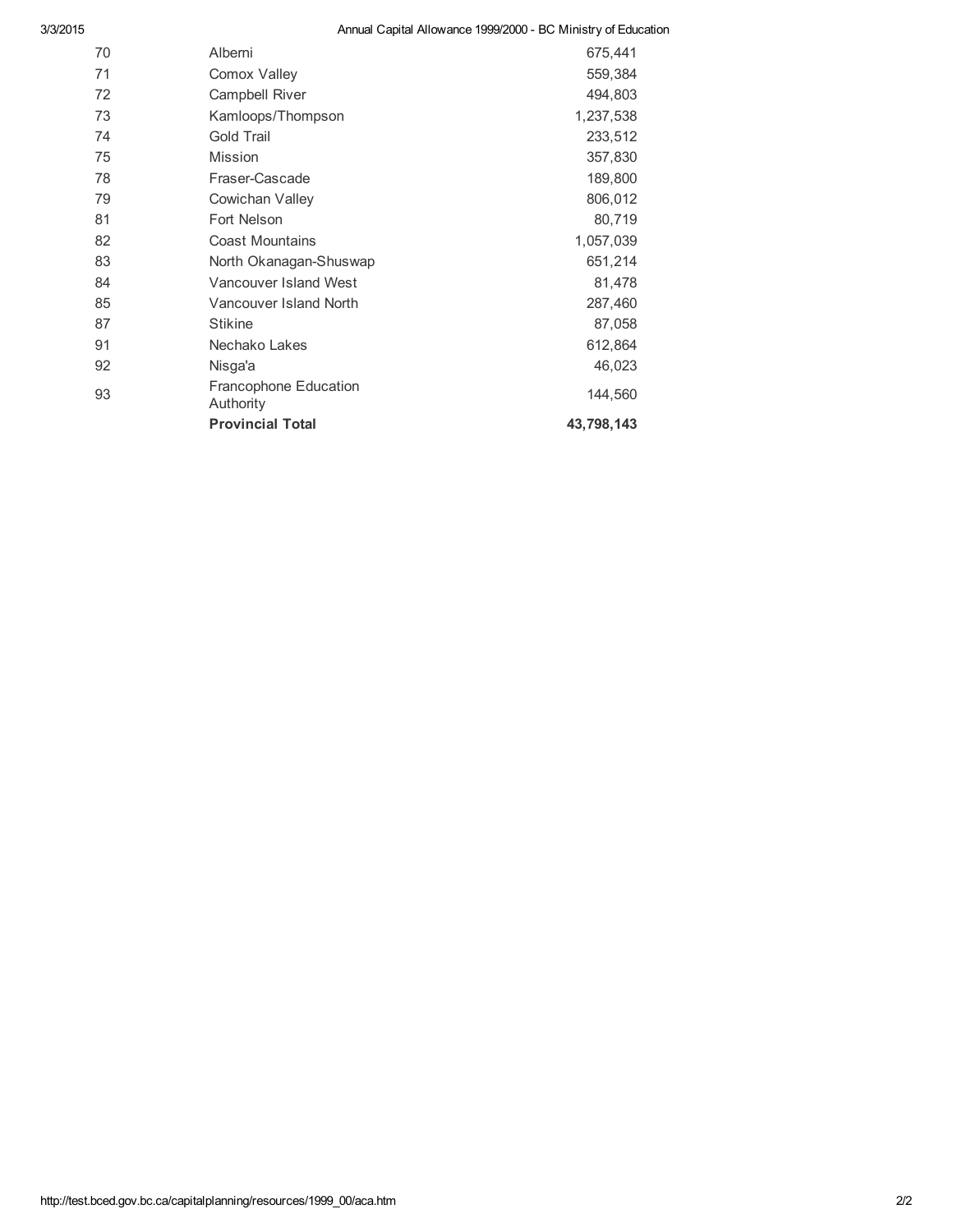| | | |
|---|---|---|
| 70 | Alberni | 675,441 |
| 71 | Comox Valley | 559,384 |
| 72 | Campbell River | 494,803 |
| 73 | Kamloops/Thompson | 1,237,538 |
| 74 | Gold Trail | 233,512 |
| 75 | Mission | 357,830 |
| 78 | Fraser-Cascade | 189,800 |
| 79 | Cowichan Valley | 806,012 |
| 81 | Fort Nelson | 80,719 |
| 82 | Coast Mountains | 1,057,039 |
| 83 | North Okanagan-Shuswap | 651,214 |
| 84 | Vancouver Island West | 81,478 |
| 85 | Vancouver Island North | 287,460 |
| 87 | Stikine | 87,058 |
| 91 | Nechako Lakes | 612,864 |
| 92 | Nisga'a | 46,023 |
| 93 | Francophone Education Authority | 144,560 |
| | **Provincial Total** | **43,798,143** |